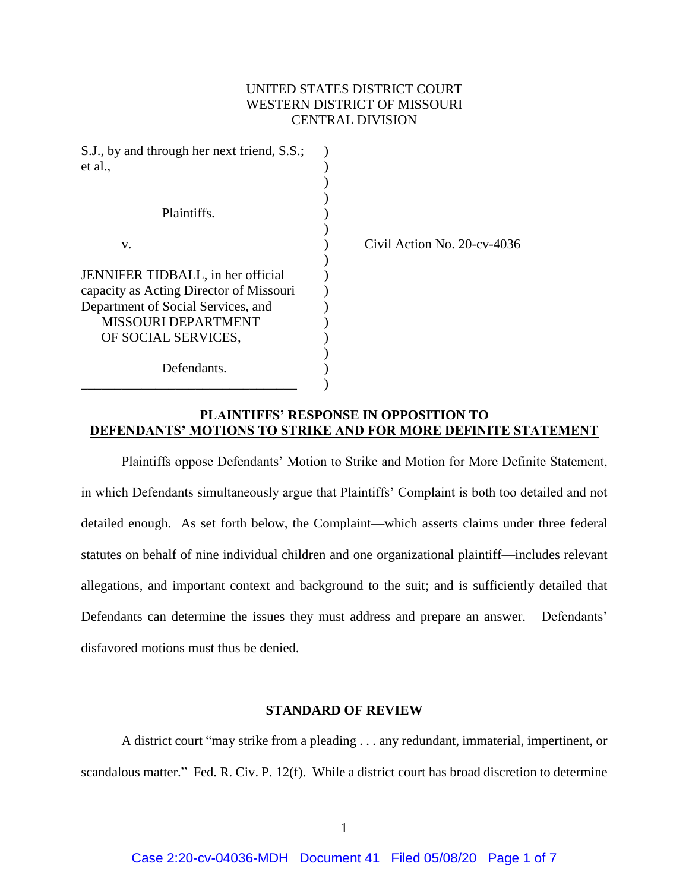UNITED STATES DISTRICT COURT
WESTERN DISTRICT OF MISSOURI
CENTRAL DIVISION

S.J., by and through her next friend, S.S.; et al.,

Plaintiffs.

v.

JENNIFER TIDBALL, in her official capacity as Acting Director of Missouri Department of Social Services, and MISSOURI DEPARTMENT OF SOCIAL SERVICES,

Defendants.

Civil Action No. 20-cv-4036

**PLAINTIFFS' RESPONSE IN OPPOSITION TO**
**DEFENDANTS' MOTIONS TO STRIKE AND FOR MORE DEFINITE STATEMENT**

Plaintiffs oppose Defendants' Motion to Strike and Motion for More Definite Statement, in which Defendants simultaneously argue that Plaintiffs' Complaint is both too detailed and not detailed enough. As set forth below, the Complaint—which asserts claims under three federal statutes on behalf of nine individual children and one organizational plaintiff—includes relevant allegations, and important context and background to the suit; and is sufficiently detailed that Defendants can determine the issues they must address and prepare an answer. Defendants' disfavored motions must thus be denied.

**STANDARD OF REVIEW**

A district court "may strike from a pleading . . . any redundant, immaterial, impertinent, or scandalous matter." Fed. R. Civ. P. 12(f). While a district court has broad discretion to determine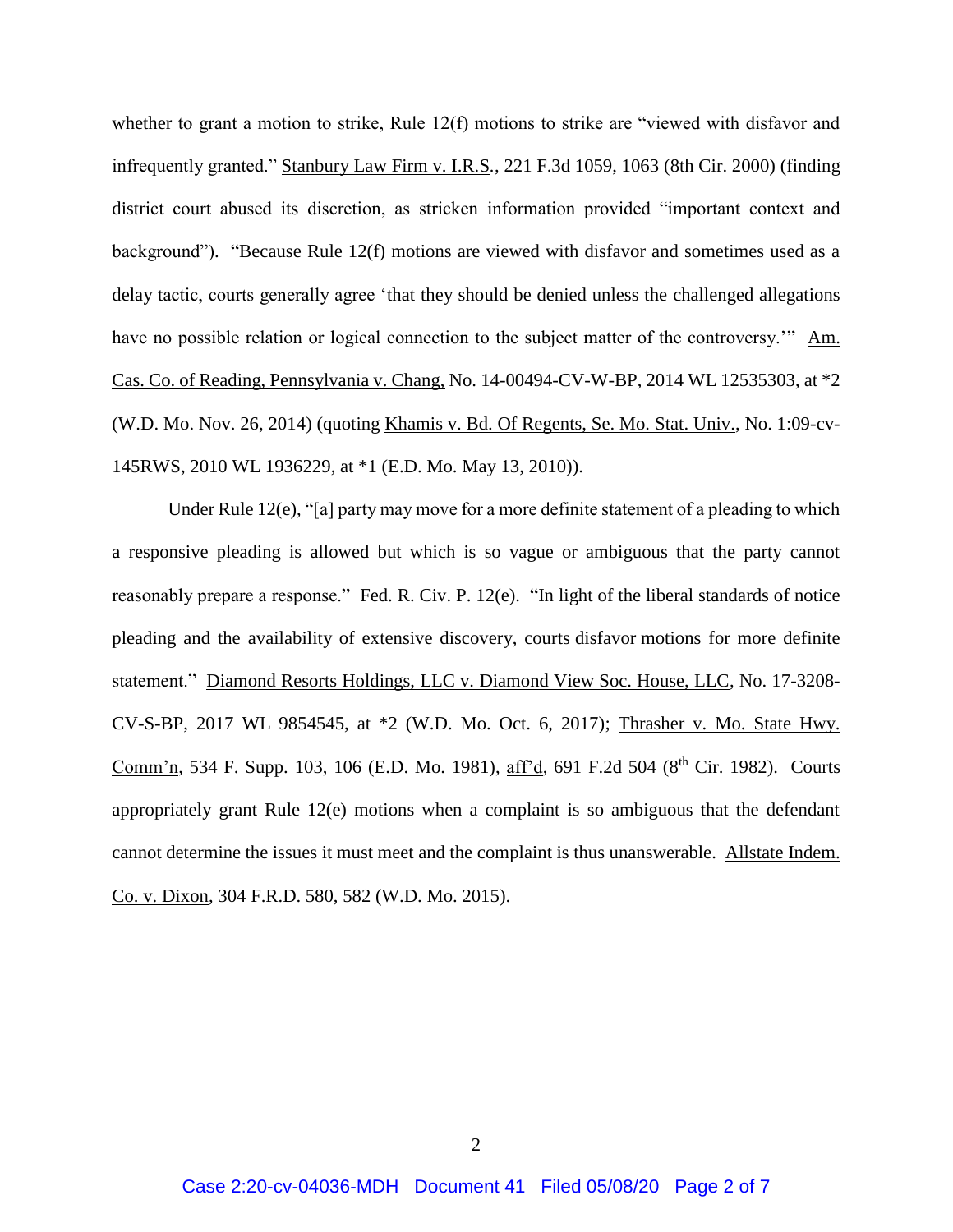whether to grant a motion to strike, Rule 12(f) motions to strike are "viewed with disfavor and infrequently granted." Stanbury Law Firm v. I.R.S., 221 F.3d 1059, 1063 (8th Cir. 2000) (finding district court abused its discretion, as stricken information provided "important context and background"). "Because Rule 12(f) motions are viewed with disfavor and sometimes used as a delay tactic, courts generally agree 'that they should be denied unless the challenged allegations have no possible relation or logical connection to the subject matter of the controversy.'" Am. Cas. Co. of Reading, Pennsylvania v. Chang, No. 14-00494-CV-W-BP, 2014 WL 12535303, at *2 (W.D. Mo. Nov. 26, 2014) (quoting Khamis v. Bd. Of Regents, Se. Mo. Stat. Univ., No. 1:09-cv-145RWS, 2010 WL 1936229, at *1 (E.D. Mo. May 13, 2010)).

Under Rule 12(e), "[a] party may move for a more definite statement of a pleading to which a responsive pleading is allowed but which is so vague or ambiguous that the party cannot reasonably prepare a response." Fed. R. Civ. P. 12(e). "In light of the liberal standards of notice pleading and the availability of extensive discovery, courts disfavor motions for more definite statement." Diamond Resorts Holdings, LLC v. Diamond View Soc. House, LLC, No. 17-3208-CV-S-BP, 2017 WL 9854545, at *2 (W.D. Mo. Oct. 6, 2017); Thrasher v. Mo. State Hwy. Comm'n, 534 F. Supp. 103, 106 (E.D. Mo. 1981), aff'd, 691 F.2d 504 (8th Cir. 1982). Courts appropriately grant Rule 12(e) motions when a complaint is so ambiguous that the defendant cannot determine the issues it must meet and the complaint is thus unanswerable. Allstate Indem. Co. v. Dixon, 304 F.R.D. 580, 582 (W.D. Mo. 2015).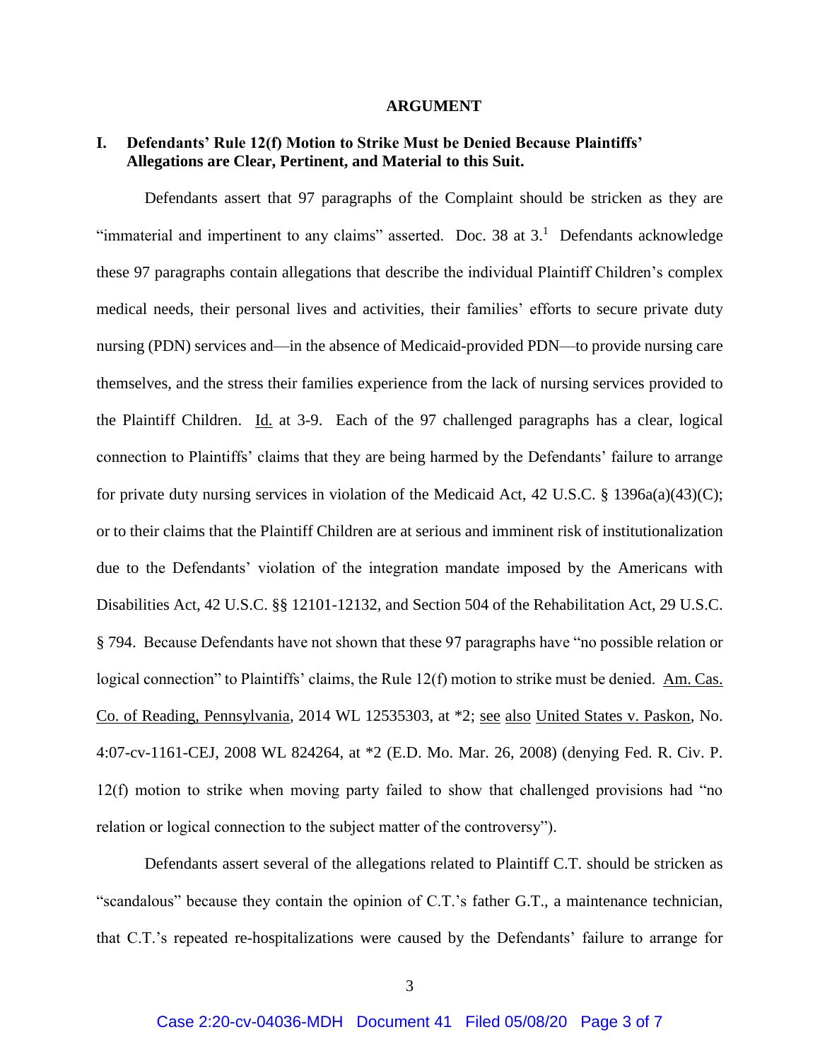**ARGUMENT**

## I. Defendants' Rule 12(f) Motion to Strike Must be Denied Because Plaintiffs' Allegations are Clear, Pertinent, and Material to this Suit.

Defendants assert that 97 paragraphs of the Complaint should be stricken as they are "immaterial and impertinent to any claims" asserted. Doc. 38 at 3.[1] Defendants acknowledge these 97 paragraphs contain allegations that describe the individual Plaintiff Children's complex medical needs, their personal lives and activities, their families' efforts to secure private duty nursing (PDN) services and—in the absence of Medicaid-provided PDN—to provide nursing care themselves, and the stress their families experience from the lack of nursing services provided to the Plaintiff Children. Id. at 3-9. Each of the 97 challenged paragraphs has a clear, logical connection to Plaintiffs' claims that they are being harmed by the Defendants' failure to arrange for private duty nursing services in violation of the Medicaid Act, 42 U.S.C. § 1396a(a)(43)(C); or to their claims that the Plaintiff Children are at serious and imminent risk of institutionalization due to the Defendants' violation of the integration mandate imposed by the Americans with Disabilities Act, 42 U.S.C. §§ 12101-12132, and Section 504 of the Rehabilitation Act, 29 U.S.C. § 794. Because Defendants have not shown that these 97 paragraphs have "no possible relation or logical connection" to Plaintiffs' claims, the Rule 12(f) motion to strike must be denied. Am. Cas. Co. of Reading, Pennsylvania, 2014 WL 12535303, at *2; see also United States v. Paskon, No. 4:07-cv-1161-CEJ, 2008 WL 824264, at *2 (E.D. Mo. Mar. 26, 2008) (denying Fed. R. Civ. P. 12(f) motion to strike when moving party failed to show that challenged provisions had "no relation or logical connection to the subject matter of the controversy").

Defendants assert several of the allegations related to Plaintiff C.T. should be stricken as "scandalous" because they contain the opinion of C.T.'s father G.T., a maintenance technician, that C.T.'s repeated re-hospitalizations were caused by the Defendants' failure to arrange for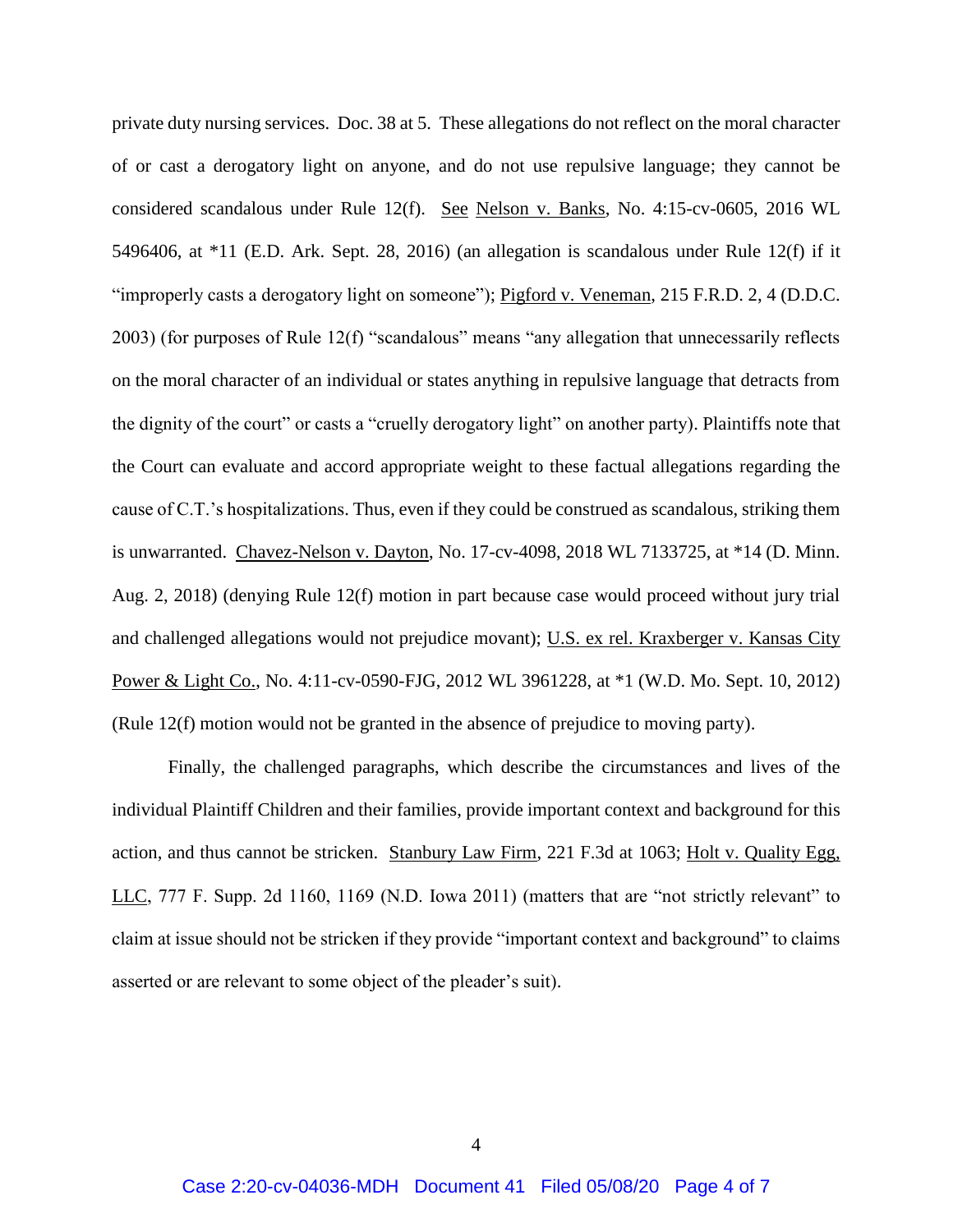private duty nursing services. Doc. 38 at 5. These allegations do not reflect on the moral character of or cast a derogatory light on anyone, and do not use repulsive language; they cannot be considered scandalous under Rule 12(f). See Nelson v. Banks, No. 4:15-cv-0605, 2016 WL 5496406, at *11 (E.D. Ark. Sept. 28, 2016) (an allegation is scandalous under Rule 12(f) if it "improperly casts a derogatory light on someone"); Pigford v. Veneman, 215 F.R.D. 2, 4 (D.D.C. 2003) (for purposes of Rule 12(f) "scandalous" means "any allegation that unnecessarily reflects on the moral character of an individual or states anything in repulsive language that detracts from the dignity of the court" or casts a "cruelly derogatory light" on another party). Plaintiffs note that the Court can evaluate and accord appropriate weight to these factual allegations regarding the cause of C.T.'s hospitalizations. Thus, even if they could be construed as scandalous, striking them is unwarranted. Chavez-Nelson v. Dayton, No. 17-cv-4098, 2018 WL 7133725, at *14 (D. Minn. Aug. 2, 2018) (denying Rule 12(f) motion in part because case would proceed without jury trial and challenged allegations would not prejudice movant); U.S. ex rel. Kraxberger v. Kansas City Power & Light Co., No. 4:11-cv-0590-FJG, 2012 WL 3961228, at *1 (W.D. Mo. Sept. 10, 2012) (Rule 12(f) motion would not be granted in the absence of prejudice to moving party).

Finally, the challenged paragraphs, which describe the circumstances and lives of the individual Plaintiff Children and their families, provide important context and background for this action, and thus cannot be stricken. Stanbury Law Firm, 221 F.3d at 1063; Holt v. Quality Egg, LLC, 777 F. Supp. 2d 1160, 1169 (N.D. Iowa 2011) (matters that are "not strictly relevant" to claim at issue should not be stricken if they provide "important context and background" to claims asserted or are relevant to some object of the pleader's suit).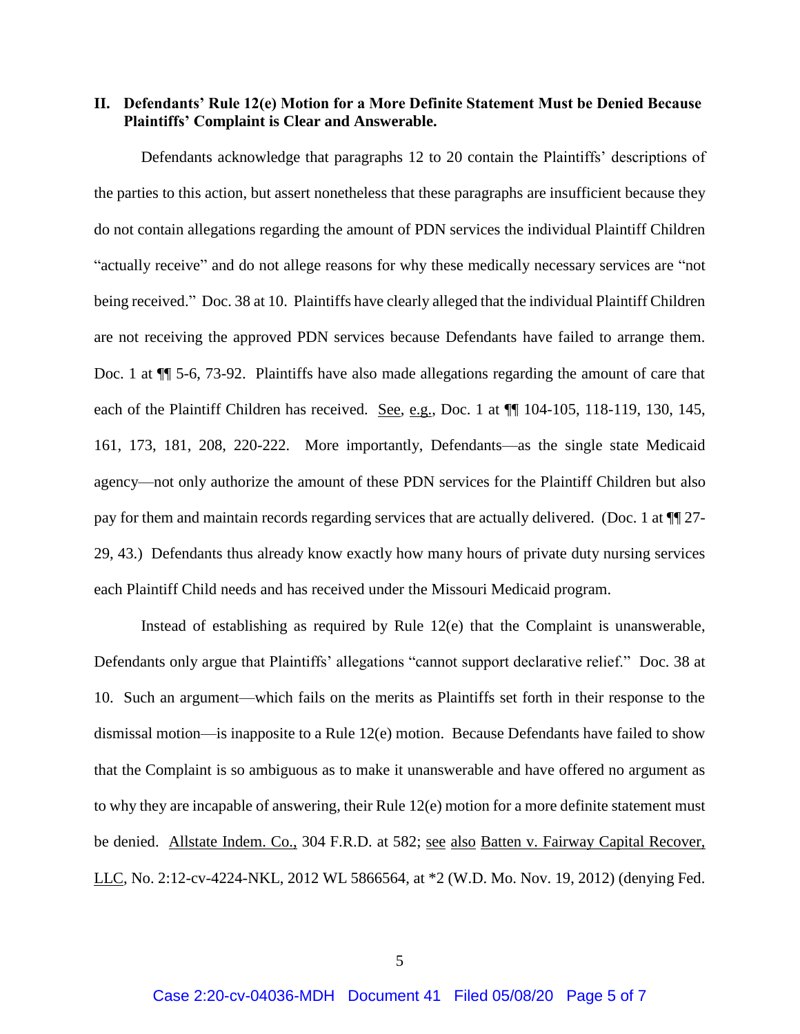## II. Defendants' Rule 12(e) Motion for a More Definite Statement Must be Denied Because Plaintiffs' Complaint is Clear and Answerable.

Defendants acknowledge that paragraphs 12 to 20 contain the Plaintiffs' descriptions of the parties to this action, but assert nonetheless that these paragraphs are insufficient because they do not contain allegations regarding the amount of PDN services the individual Plaintiff Children "actually receive" and do not allege reasons for why these medically necessary services are "not being received." Doc. 38 at 10. Plaintiffs have clearly alleged that the individual Plaintiff Children are not receiving the approved PDN services because Defendants have failed to arrange them. Doc. 1 at ¶¶ 5-6, 73-92. Plaintiffs have also made allegations regarding the amount of care that each of the Plaintiff Children has received. See, e.g., Doc. 1 at ¶¶ 104-105, 118-119, 130, 145, 161, 173, 181, 208, 220-222. More importantly, Defendants—as the single state Medicaid agency—not only authorize the amount of these PDN services for the Plaintiff Children but also pay for them and maintain records regarding services that are actually delivered. (Doc. 1 at ¶¶ 27-29, 43.) Defendants thus already know exactly how many hours of private duty nursing services each Plaintiff Child needs and has received under the Missouri Medicaid program.

Instead of establishing as required by Rule 12(e) that the Complaint is unanswerable, Defendants only argue that Plaintiffs' allegations "cannot support declarative relief." Doc. 38 at 10. Such an argument—which fails on the merits as Plaintiffs set forth in their response to the dismissal motion—is inapposite to a Rule 12(e) motion. Because Defendants have failed to show that the Complaint is so ambiguous as to make it unanswerable and have offered no argument as to why they are incapable of answering, their Rule 12(e) motion for a more definite statement must be denied. Allstate Indem. Co., 304 F.R.D. at 582; see also Batten v. Fairway Capital Recover, LLC, No. 2:12-cv-4224-NKL, 2012 WL 5866564, at *2 (W.D. Mo. Nov. 19, 2012) (denying Fed.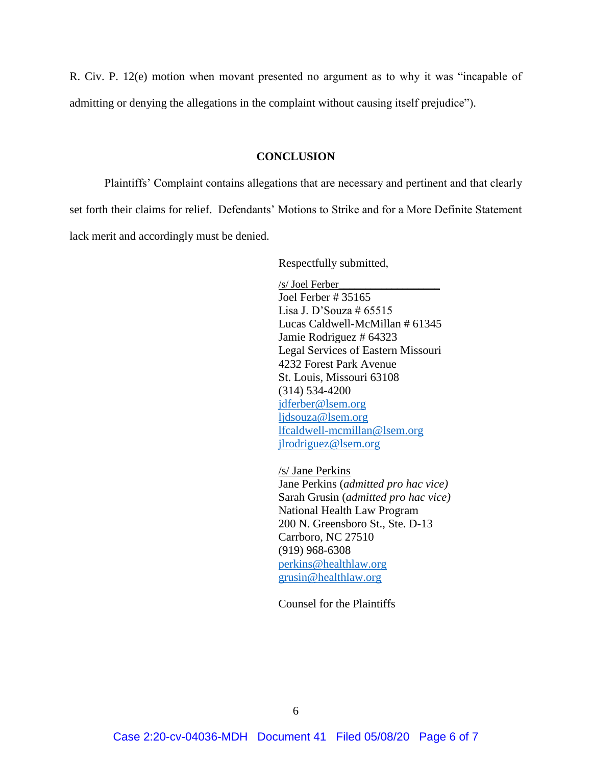R. Civ. P. 12(e) motion when movant presented no argument as to why it was "incapable of admitting or denying the allegations in the complaint without causing itself prejudice").

## CONCLUSION

Plaintiffs' Complaint contains allegations that are necessary and pertinent and that clearly set forth their claims for relief. Defendants' Motions to Strike and for a More Definite Statement lack merit and accordingly must be denied.

Respectfully submitted,

/s/ Joel Ferber___________________
Joel Ferber # 35165
Lisa J. D'Souza # 65515
Lucas Caldwell-McMillan # 61345
Jamie Rodriguez # 64323
Legal Services of Eastern Missouri
4232 Forest Park Avenue
St. Louis, Missouri 63108
(314) 534-4200
jdferber@lsem.org
ljdsouza@lsem.org
lfcaldwell-mcmillan@lsem.org
jlrodriguez@lsem.org

/s/ Jane Perkins
Jane Perkins (*admitted pro hac vice)*
Sarah Grusin (*admitted pro hac vice)*
National Health Law Program
200 N. Greensboro St., Ste. D-13
Carrboro, NC 27510
(919) 968-6308
perkins@healthlaw.org
grusin@healthlaw.org

Counsel for the Plaintiffs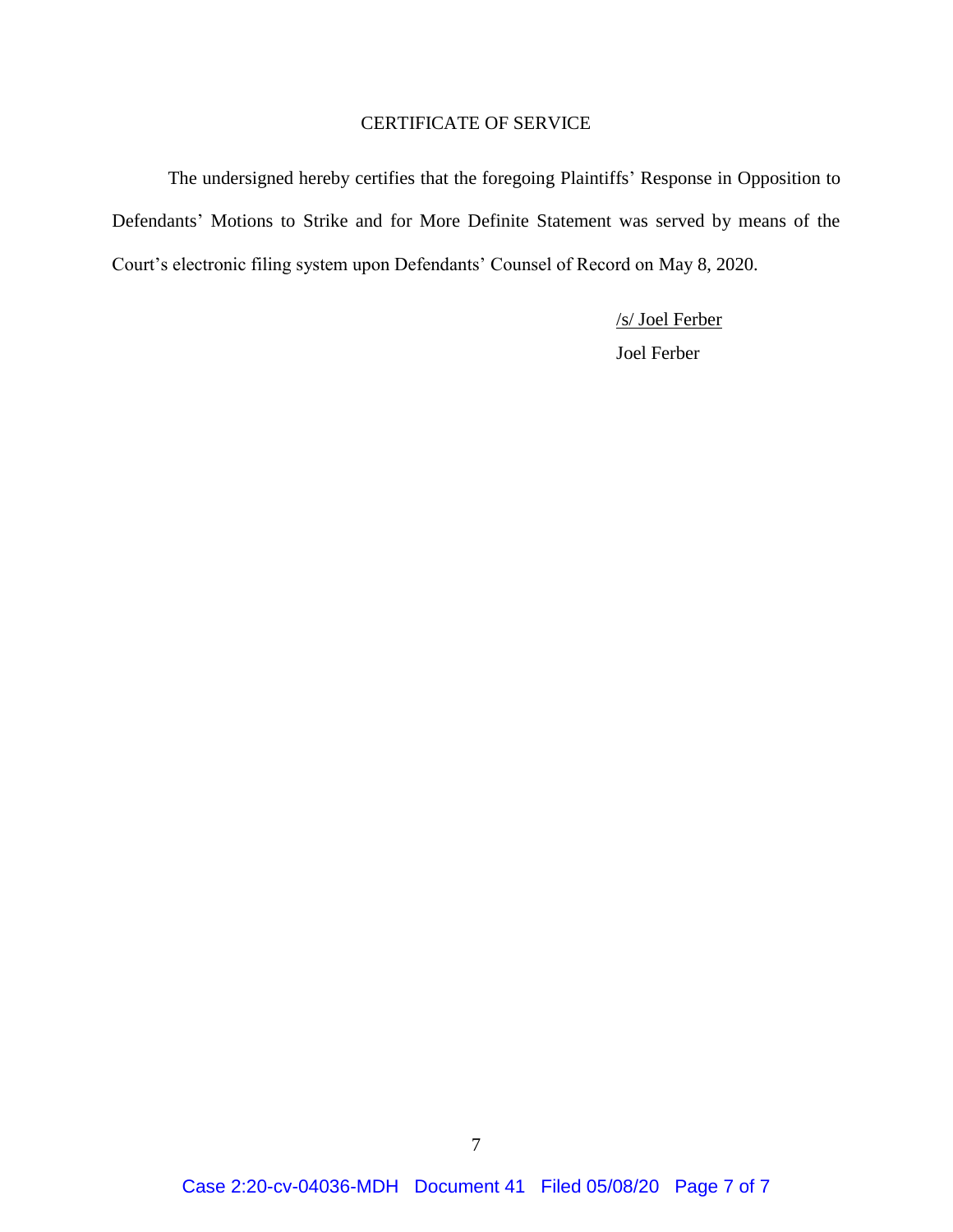## CERTIFICATE OF SERVICE

The undersigned hereby certifies that the foregoing Plaintiffs' Response in Opposition to Defendants' Motions to Strike and for More Definite Statement was served by means of the Court's electronic filing system upon Defendants' Counsel of Record on May 8, 2020.

/s/ Joel Ferber
Joel Ferber